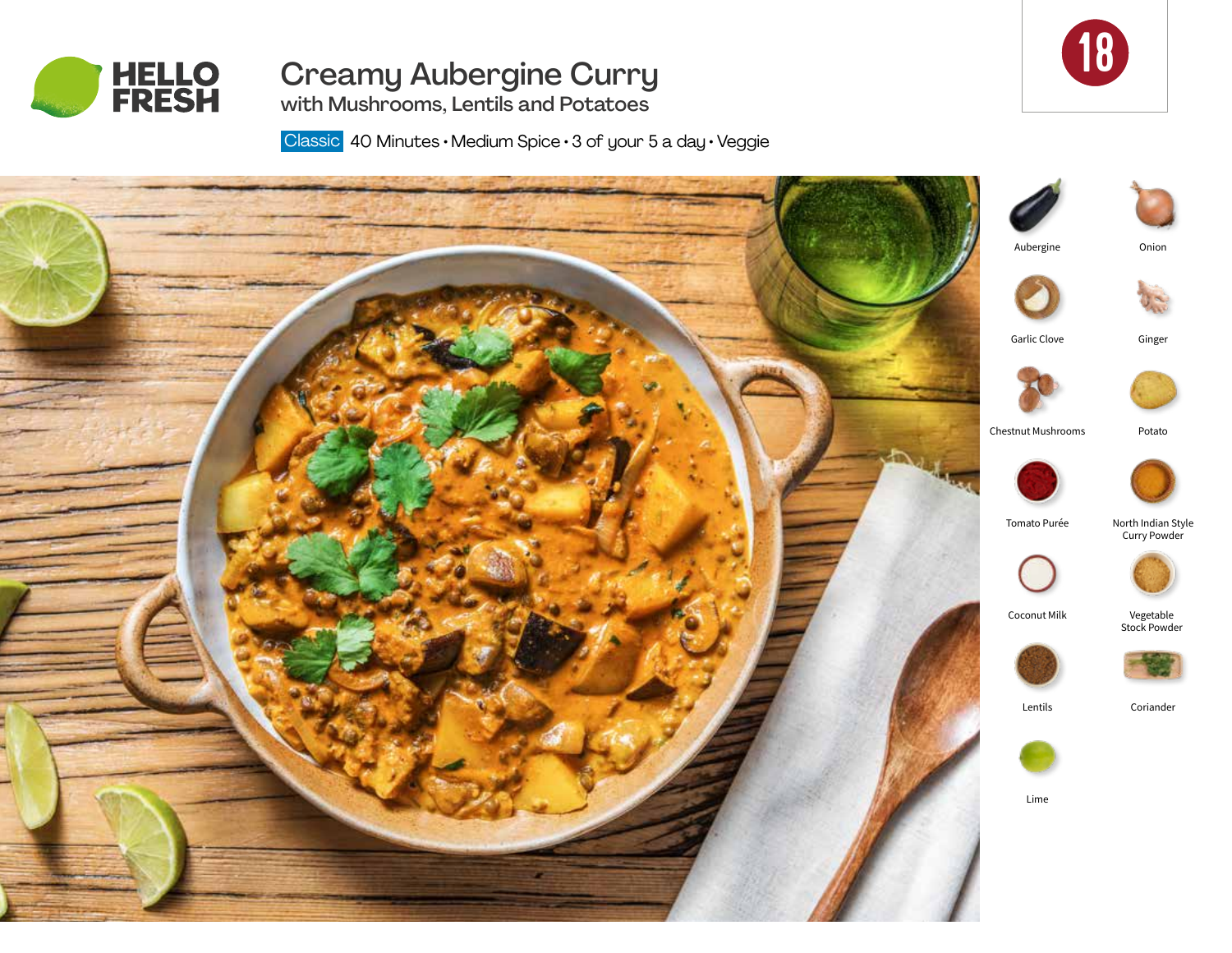HELLO FRESH

# Creamy Aubergine Curry

## with Mushrooms, Lentils and Potatoes

Classic 40 Minutes • Medium Spice • 3 of your 5 a day • Veggie

18

- Aubergine
- Onion
- Garlic Clove
- Ginger
- Chestnut Mushrooms
- Potato
- Tomato Purée
- North Indian Style Curry Powder
- Coconut Milk
- Vegetable Stock Powder
- Lentils
- Coriander
- Lime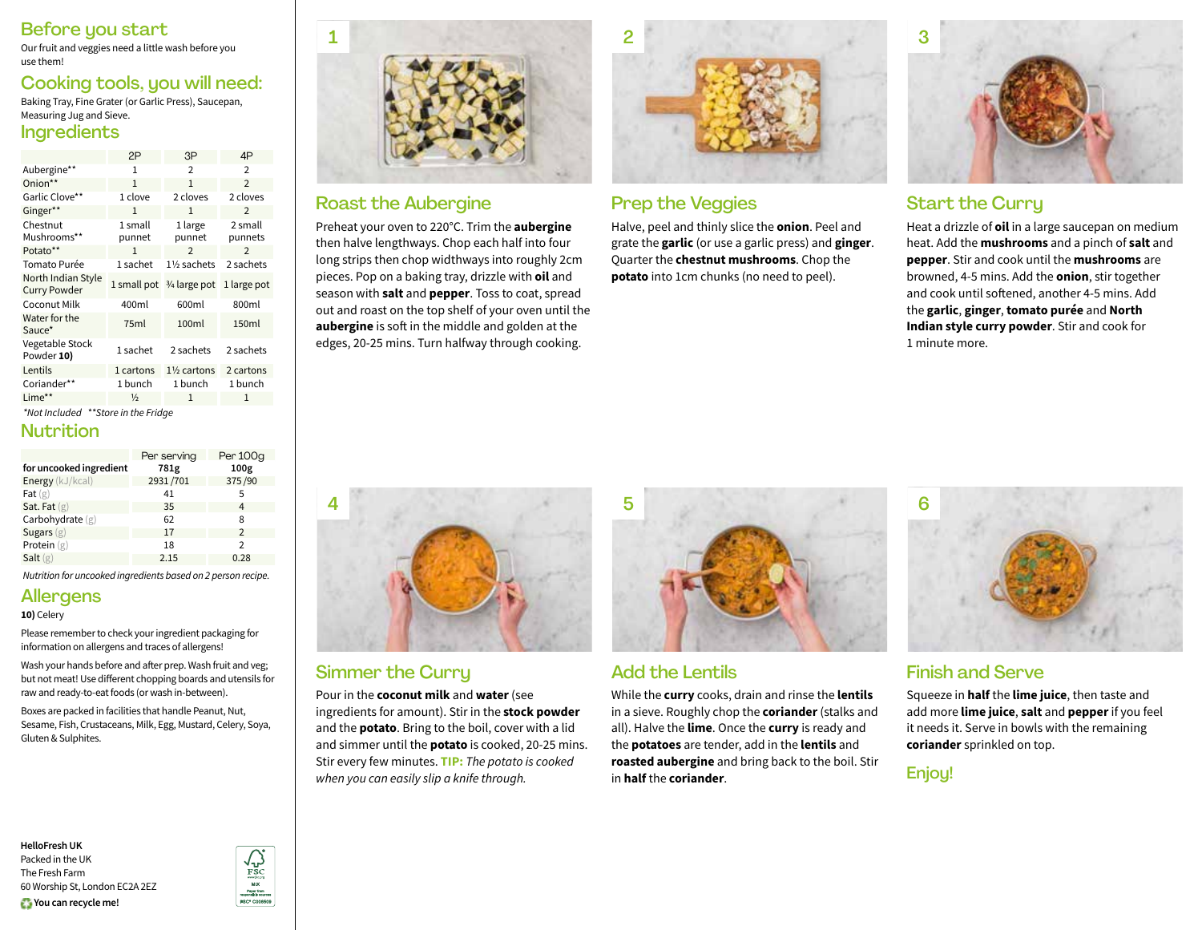## Before you start

Our fruit and veggies need a little wash before you use them!

## Cooking tools, you will need:

Baking Tray, Fine Grater (or Garlic Press), Saucepan, Measuring Jug and Sieve.

## Ingredients

| | 2P | 3P | 4P |
|---|---|---|---|
| Aubergine** | 1 | 2 | 2 |
| Onion** | 1 | 1 | 2 |
| Garlic Clove** | 1 clove | 2 cloves | 2 cloves |
| Ginger** | 1 | 1 | 2 |
| Chestnut Mushrooms** | 1 small punnet | 1 large punnet | 2 small punnets |
| Potato** | 1 | 2 | 2 |
| Tomato Purée | 1 sachet | 1½ sachets | 2 sachets |
| North Indian Style Curry Powder | 1 small pot | ¾ large pot | 1 large pot |
| Coconut Milk | 400ml | 600ml | 800ml |
| Water for the Sauce* | 75ml | 100ml | 150ml |
| Vegetable Stock Powder **10)** | 1 sachet | 2 sachets | 2 sachets |
| Lentils | 1 cartons | 1½ cartons | 2 cartons |
| Coriander** | 1 bunch | 1 bunch | 1 bunch |
| Lime** | ½ | 1 | 1 |

*\*Not Included \*\*Store in the Fridge*

## Nutrition

| | Per serving | Per 100g |
|---|---|---|
| **for uncooked ingredient** | **781g** | **100g** |
| Energy (kJ/kcal) | 2931 /701 | 375 /90 |
| Fat (g) | 41 | 5 |
| Sat. Fat (g) | 35 | 4 |
| Carbohydrate (g) | 62 | 8 |
| Sugars (g) | 17 | 2 |
| Protein (g) | 18 | 2 |
| Salt (g) | 2.15 | 0.28 |

*Nutrition for uncooked ingredients based on 2 person recipe.*

## Allergens

**10)** Celery

Please remember to check your ingredient packaging for information on allergens and traces of allergens!

Wash your hands before and after prep. Wash fruit and veg; but not meat! Use different chopping boards and utensils for raw and ready-to-eat foods (or wash in-between).

Boxes are packed in facilities that handle Peanut, Nut, Sesame, Fish, Crustaceans, Milk, Egg, Mustard, Celery, Soya, Gluten & Sulphites.

**HelloFresh UK**
Packed in the UK
The Fresh Farm
60 Worship St, London EC2A 2EZ
**You can recycle me!**

### 1 Roast the Aubergine

Preheat your oven to 220°C. Trim the **aubergine** then halve lengthways. Chop each half into four long strips then chop widthways into roughly 2cm pieces. Pop on a baking tray, drizzle with **oil** and season with **salt** and **pepper**. Toss to coat, spread out and roast on the top shelf of your oven until the **aubergine** is soft in the middle and golden at the edges, 20-25 mins. Turn halfway through cooking.

### 2 Prep the Veggies

Halve, peel and thinly slice the **onion**. Peel and grate the **garlic** (or use a garlic press) and **ginger**. Quarter the **chestnut mushrooms**. Chop the **potato** into 1cm chunks (no need to peel).

### 3 Start the Curry

Heat a drizzle of **oil** in a large saucepan on medium heat. Add the **mushrooms** and a pinch of **salt** and **pepper**. Stir and cook until the **mushrooms** are browned, 4-5 mins. Add the **onion**, stir together and cook until softened, another 4-5 mins. Add the **garlic**, **ginger**, **tomato purée** and **North Indian style curry powder**. Stir and cook for 1 minute more.

### 4 Simmer the Curry

Pour in the **coconut milk** and **water** (see ingredients for amount). Stir in the **stock powder** and the **potato**. Bring to the boil, cover with a lid and simmer until the **potato** is cooked, 20-25 mins. Stir every few minutes. **TIP:** *The potato is cooked when you can easily slip a knife through.*

### 5 Add the Lentils

While the **curry** cooks, drain and rinse the **lentils** in a sieve. Roughly chop the **coriander** (stalks and all). Halve the **lime**. Once the **curry** is ready and the **potatoes** are tender, add in the **lentils** and **roasted aubergine** and bring back to the boil. Stir in **half** the **coriander**.

### 6 Finish and Serve

Squeeze in **half** the **lime juice**, then taste and add more **lime juice**, **salt** and **pepper** if you feel it needs it. Serve in bowls with the remaining **coriander** sprinkled on top.

## Enjoy!